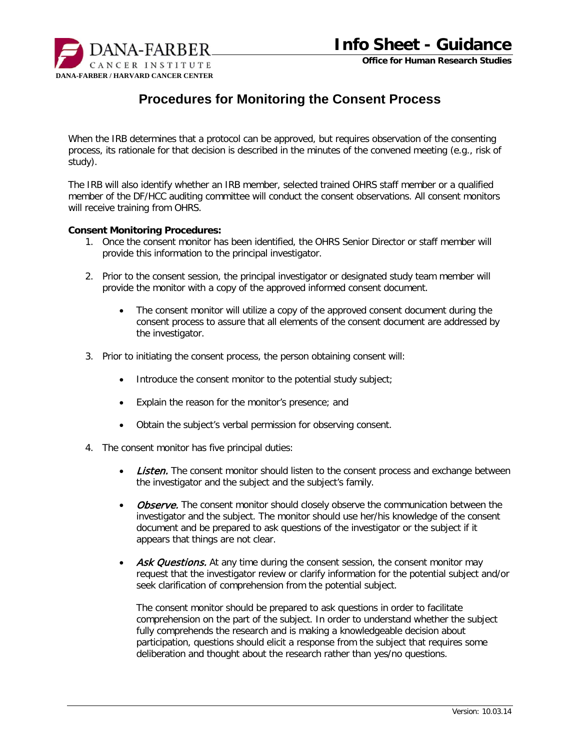# Procedures for Monitoring the Consent Process

When the IRB determines that a protocol can be approved, but requires observation of the consenting process, its rationale for that decision is described in the minutes of the convened meeting (e.g., risk of study).

The IRB will also identify whether an IRB member, selected trained OHRS staff member or a qualified member of the DF/HCC auditing committee will conduct the consent observations. All consent monitors will receive training from OHRS.

**Consent Monitoring Procedures:**

1. Once the consent monitor has been identified, the OHRS Senior Director or staff member will provide this information to the principal investigator.

2. Prior to the consent session, the principal investigator or designated study team member will provide the monitor with a copy of the approved informed consent document.

   - The consent monitor will utilize a copy of the approved consent document during the consent process to assure that all elements of the consent document are addressed by the investigator.

3. Prior to initiating the consent process, the person obtaining consent will:

   - Introduce the consent monitor to the potential study subject;
   - Explain the reason for the monitor's presence; and
   - Obtain the subject's verbal permission for observing consent.

4. The consent monitor has five principal duties:

   - *Listen.* The consent monitor should listen to the consent process and exchange between the investigator and the subject and the subject's family.

   - *Observe.* The consent monitor should closely observe the communication between the investigator and the subject. The monitor should use her/his knowledge of the consent document and be prepared to ask questions of the investigator or the subject if it appears that things are not clear.

   - *Ask Questions.* At any time during the consent session, the consent monitor may request that the investigator review or clarify information for the potential subject and/or seek clarification of comprehension from the potential subject.

     The consent monitor should be prepared to ask questions in order to facilitate comprehension on the part of the subject. In order to understand whether the subject fully comprehends the research and is making a knowledgeable decision about participation, questions should elicit a response from the subject that requires some deliberation and thought about the research rather than yes/no questions.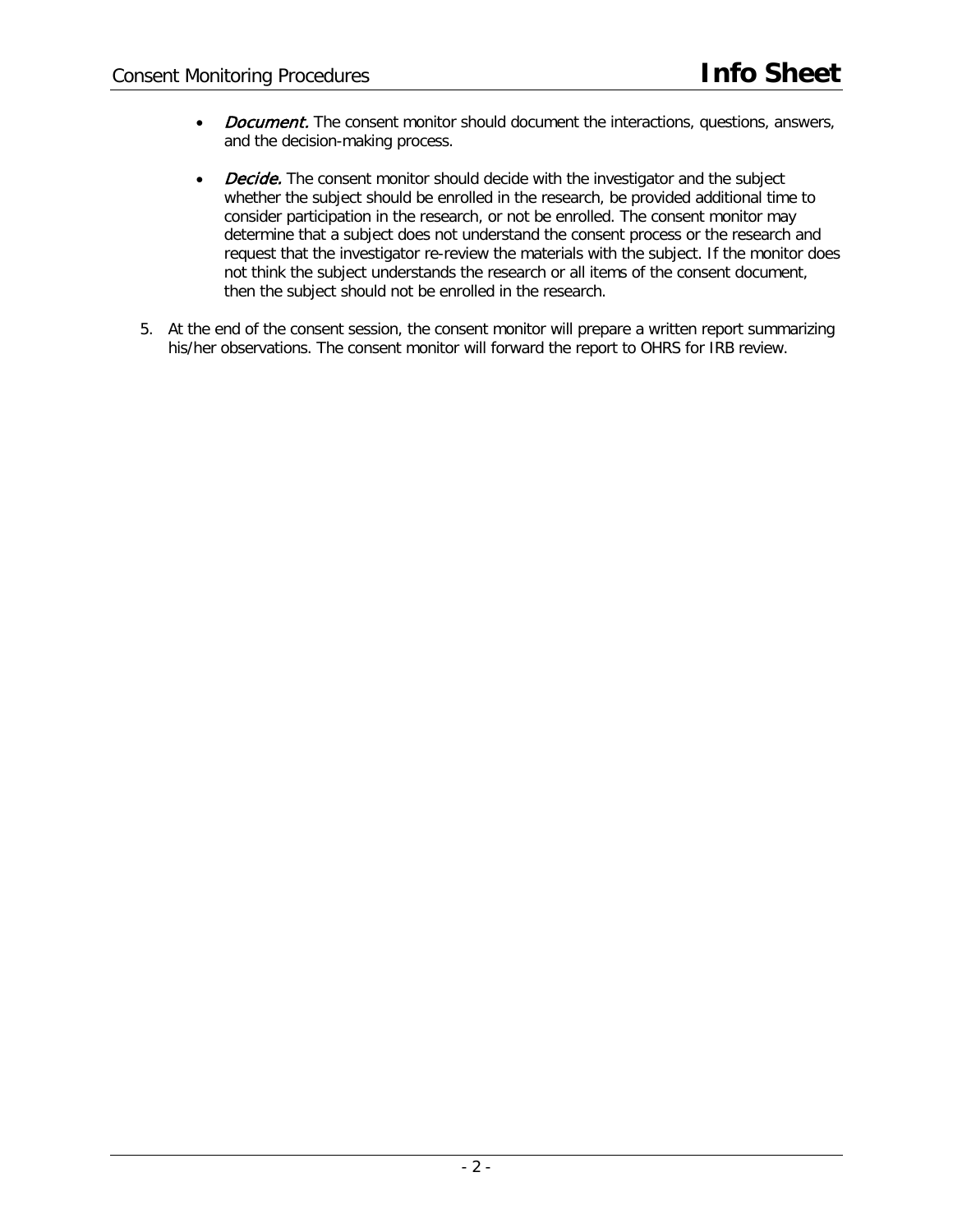- *Document.* The consent monitor should document the interactions, questions, answers, and the decision-making process.

- *Decide.* The consent monitor should decide with the investigator and the subject whether the subject should be enrolled in the research, be provided additional time to consider participation in the research, or not be enrolled. The consent monitor may determine that a subject does not understand the consent process or the research and request that the investigator re-review the materials with the subject. If the monitor does not think the subject understands the research or all items of the consent document, then the subject should not be enrolled in the research.

5. At the end of the consent session, the consent monitor will prepare a written report summarizing his/her observations. The consent monitor will forward the report to OHRS for IRB review.